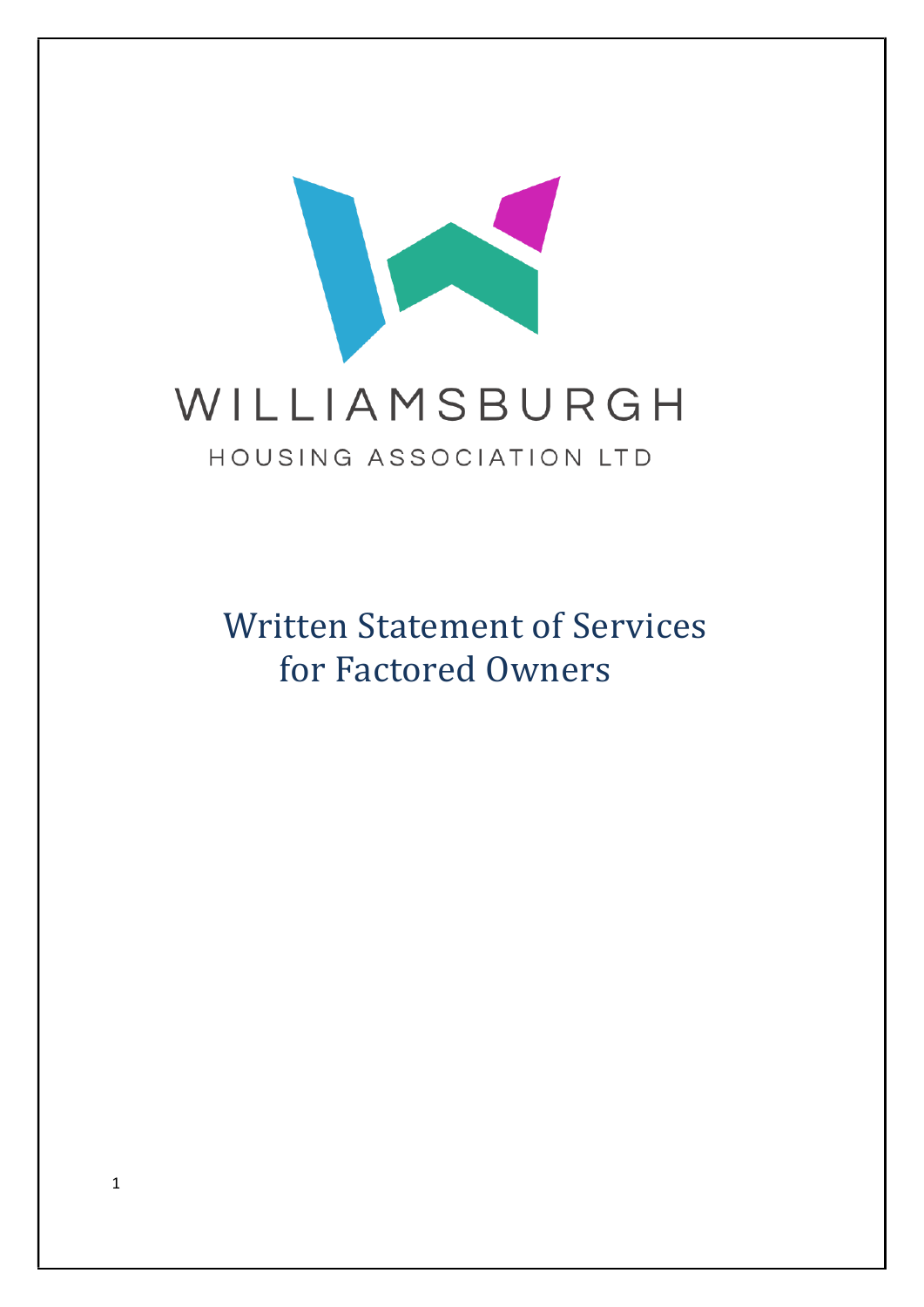WILLIAMSBURGH

HOUSING ASSOCIATION LTD

# Written Statement of Services for Factored Owners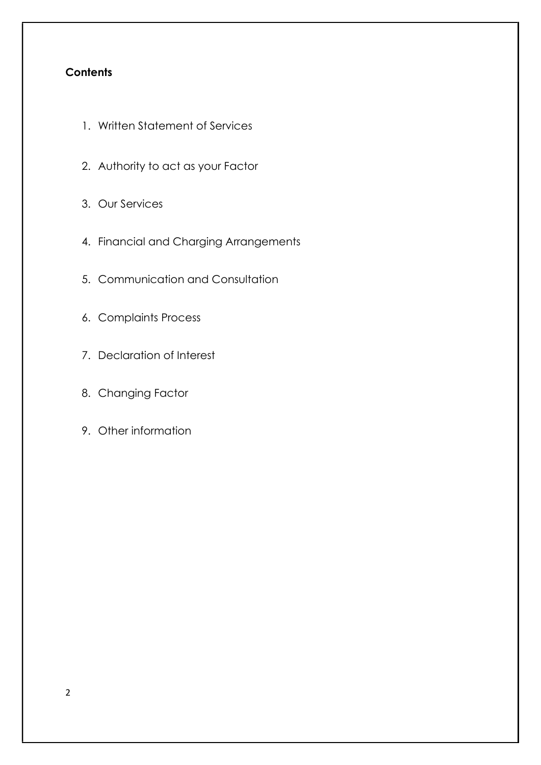**Contents**

1. Written Statement of Services
2. Authority to act as your Factor
3. Our Services
4. Financial and Charging Arrangements
5. Communication and Consultation
6. Complaints Process
7. Declaration of Interest
8. Changing Factor
9. Other information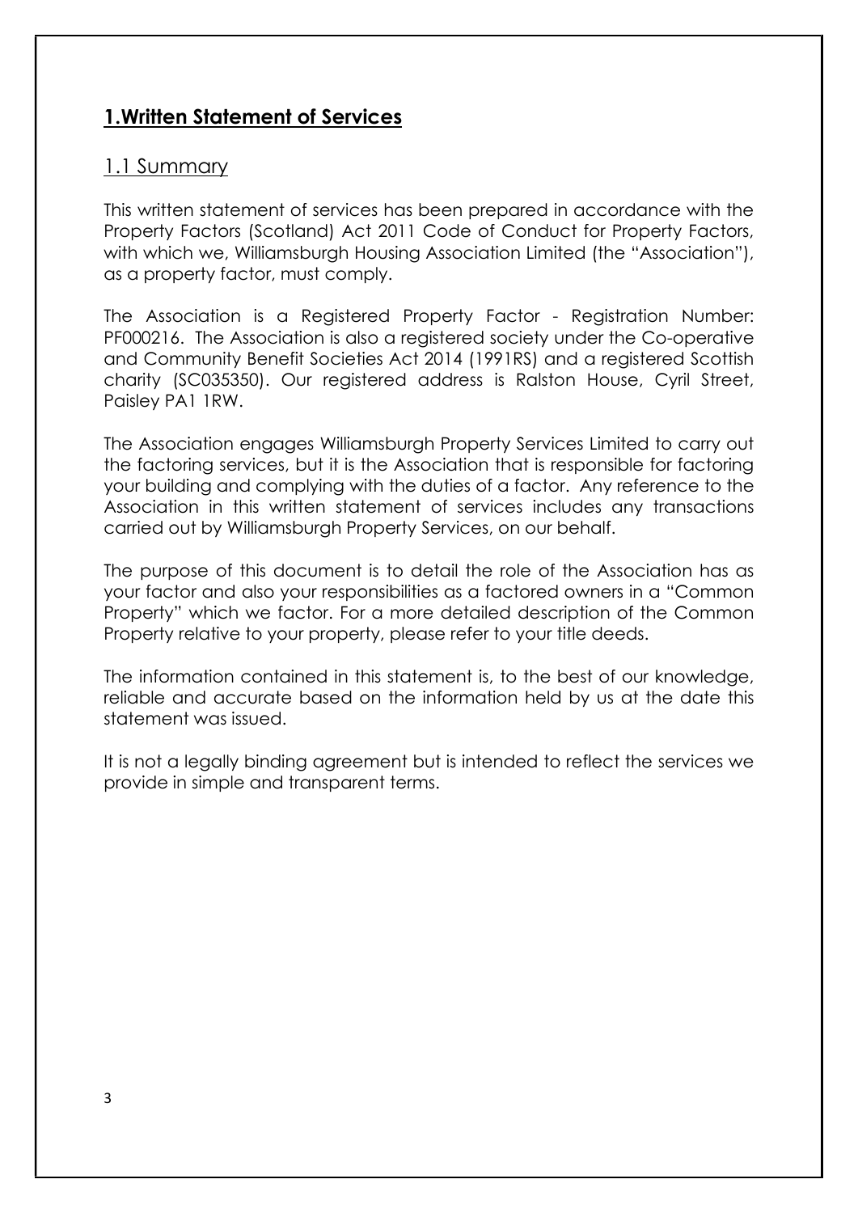## 1.Written Statement of Services

### 1.1 Summary

This written statement of services has been prepared in accordance with the Property Factors (Scotland) Act 2011 Code of Conduct for Property Factors, with which we, Williamsburgh Housing Association Limited (the "Association"), as a property factor, must comply.

The Association is a Registered Property Factor - Registration Number: PF000216. The Association is also a registered society under the Co-operative and Community Benefit Societies Act 2014 (1991RS) and a registered Scottish charity (SC035350). Our registered address is Ralston House, Cyril Street, Paisley PA1 1RW.

The Association engages Williamsburgh Property Services Limited to carry out the factoring services, but it is the Association that is responsible for factoring your building and complying with the duties of a factor. Any reference to the Association in this written statement of services includes any transactions carried out by Williamsburgh Property Services, on our behalf.

The purpose of this document is to detail the role of the Association has as your factor and also your responsibilities as a factored owners in a "Common Property" which we factor. For a more detailed description of the Common Property relative to your property, please refer to your title deeds.

The information contained in this statement is, to the best of our knowledge, reliable and accurate based on the information held by us at the date this statement was issued.

It is not a legally binding agreement but is intended to reflect the services we provide in simple and transparent terms.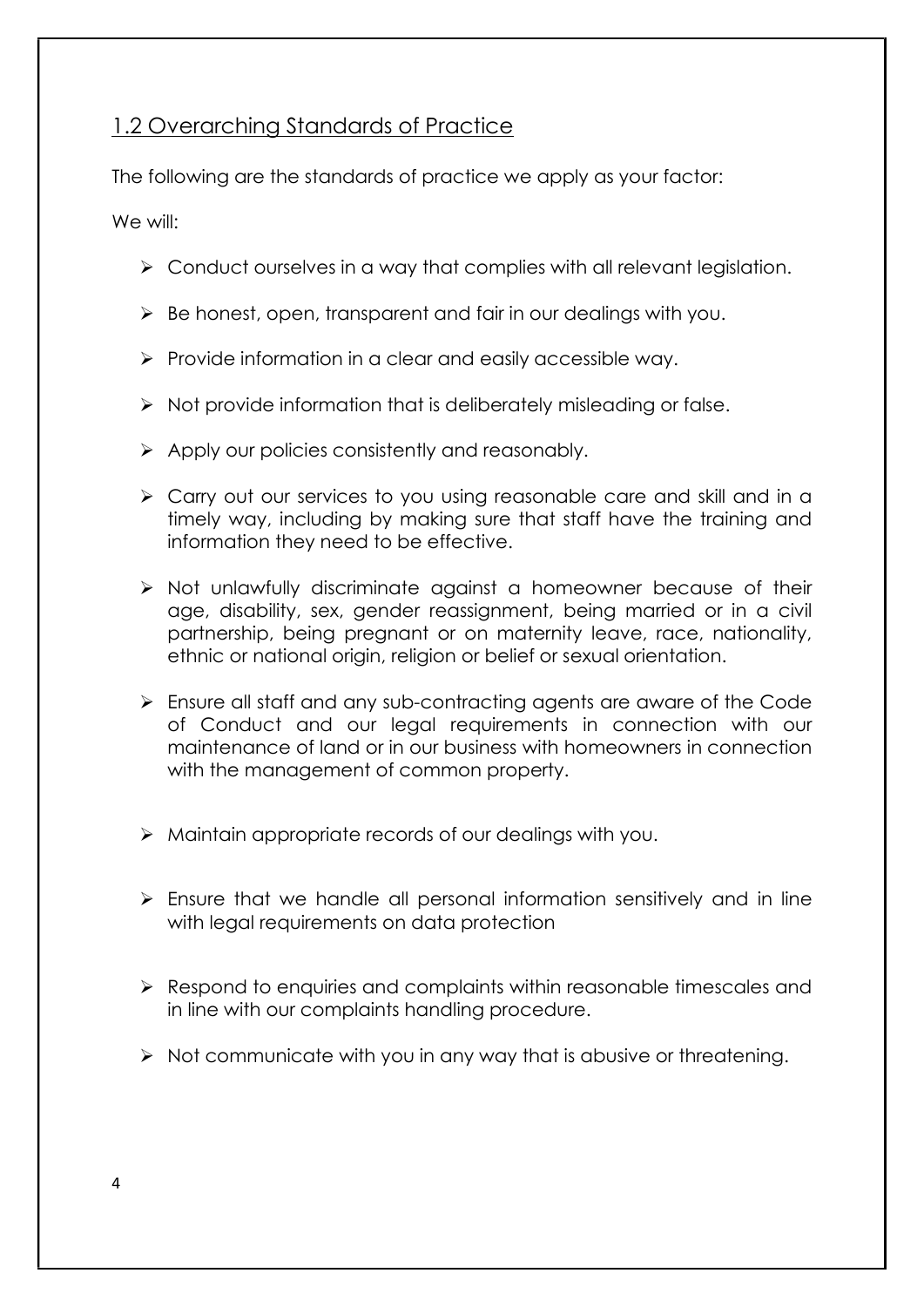## 1.2 Overarching Standards of Practice

The following are the standards of practice we apply as your factor:

We will:

- Conduct ourselves in a way that complies with all relevant legislation.
- Be honest, open, transparent and fair in our dealings with you.
- Provide information in a clear and easily accessible way.
- Not provide information that is deliberately misleading or false.
- Apply our policies consistently and reasonably.
- Carry out our services to you using reasonable care and skill and in a timely way, including by making sure that staff have the training and information they need to be effective.
- Not unlawfully discriminate against a homeowner because of their age, disability, sex, gender reassignment, being married or in a civil partnership, being pregnant or on maternity leave, race, nationality, ethnic or national origin, religion or belief or sexual orientation.
- Ensure all staff and any sub-contracting agents are aware of the Code of Conduct and our legal requirements in connection with our maintenance of land or in our business with homeowners in connection with the management of common property.
- Maintain appropriate records of our dealings with you.
- Ensure that we handle all personal information sensitively and in line with legal requirements on data protection
- Respond to enquiries and complaints within reasonable timescales and in line with our complaints handling procedure.
- Not communicate with you in any way that is abusive or threatening.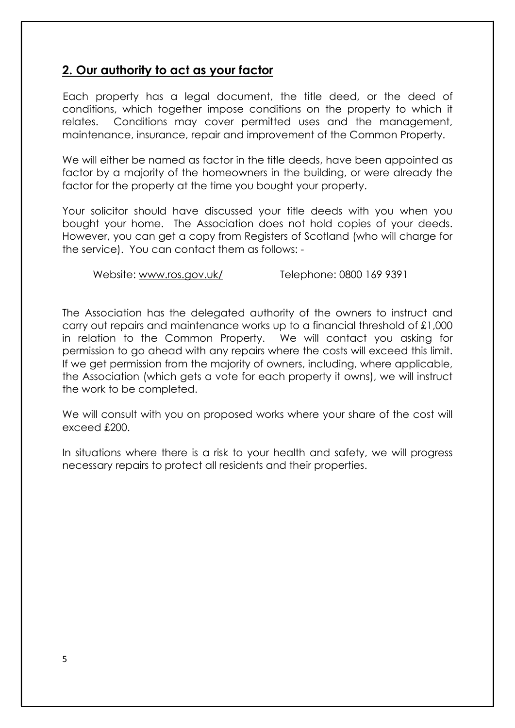## 2. Our authority to act as your factor

Each property has a legal document, the title deed, or the deed of conditions, which together impose conditions on the property to which it relates. Conditions may cover permitted uses and the management, maintenance, insurance, repair and improvement of the Common Property.

We will either be named as factor in the title deeds, have been appointed as factor by a majority of the homeowners in the building, or were already the factor for the property at the time you bought your property.

Your solicitor should have discussed your title deeds with you when you bought your home. The Association does not hold copies of your deeds. However, you can get a copy from Registers of Scotland (who will charge for the service). You can contact them as follows: -

Website: www.ros.gov.uk/ Telephone: 0800 169 9391

The Association has the delegated authority of the owners to instruct and carry out repairs and maintenance works up to a financial threshold of £1,000 in relation to the Common Property. We will contact you asking for permission to go ahead with any repairs where the costs will exceed this limit. If we get permission from the majority of owners, including, where applicable, the Association (which gets a vote for each property it owns), we will instruct the work to be completed.

We will consult with you on proposed works where your share of the cost will exceed £200.

In situations where there is a risk to your health and safety, we will progress necessary repairs to protect all residents and their properties.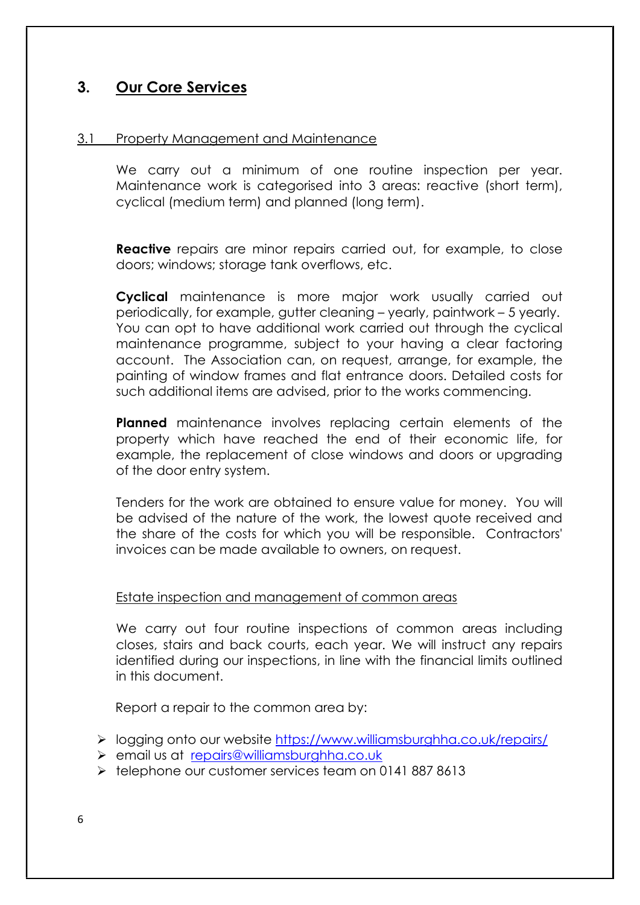## 3. Our Core Services

### 3.1 Property Management and Maintenance

We carry out a minimum of one routine inspection per year. Maintenance work is categorised into 3 areas: reactive (short term), cyclical (medium term) and planned (long term).

**Reactive** repairs are minor repairs carried out, for example, to close doors; windows; storage tank overflows, etc.

**Cyclical** maintenance is more major work usually carried out periodically, for example, gutter cleaning – yearly, paintwork – 5 yearly. You can opt to have additional work carried out through the cyclical maintenance programme, subject to your having a clear factoring account. The Association can, on request, arrange, for example, the painting of window frames and flat entrance doors. Detailed costs for such additional items are advised, prior to the works commencing.

**Planned** maintenance involves replacing certain elements of the property which have reached the end of their economic life, for example, the replacement of close windows and doors or upgrading of the door entry system.

Tenders for the work are obtained to ensure value for money. You will be advised of the nature of the work, the lowest quote received and the share of the costs for which you will be responsible. Contractors' invoices can be made available to owners, on request.

#### Estate inspection and management of common areas

We carry out four routine inspections of common areas including closes, stairs and back courts, each year. We will instruct any repairs identified during our inspections, in line with the financial limits outlined in this document.

Report a repair to the common area by:

- logging onto our website https://www.williamsburghha.co.uk/repairs/
- email us at repairs@williamsburghha.co.uk
- telephone our customer services team on 0141 887 8613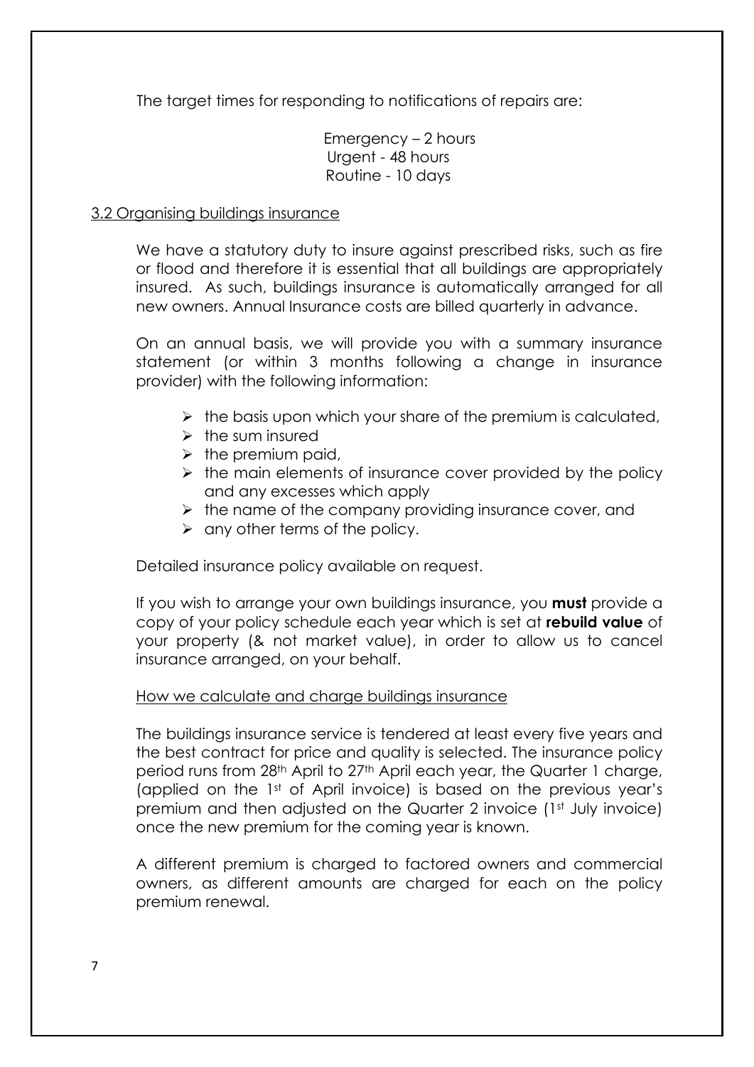The target times for responding to notifications of repairs are:

Emergency – 2 hours
Urgent - 48 hours
Routine - 10 days

## 3.2 Organising buildings insurance

We have a statutory duty to insure against prescribed risks, such as fire or flood and therefore it is essential that all buildings are appropriately insured. As such, buildings insurance is automatically arranged for all new owners. Annual Insurance costs are billed quarterly in advance.

On an annual basis, we will provide you with a summary insurance statement (or within 3 months following a change in insurance provider) with the following information:

- the basis upon which your share of the premium is calculated,
- the sum insured
- the premium paid,
- the main elements of insurance cover provided by the policy and any excesses which apply
- the name of the company providing insurance cover, and
- any other terms of the policy.

Detailed insurance policy available on request.

If you wish to arrange your own buildings insurance, you **must** provide a copy of your policy schedule each year which is set at **rebuild value** of your property (& not market value), in order to allow us to cancel insurance arranged, on your behalf.

### How we calculate and charge buildings insurance

The buildings insurance service is tendered at least every five years and the best contract for price and quality is selected. The insurance policy period runs from 28th April to 27th April each year, the Quarter 1 charge, (applied on the 1st of April invoice) is based on the previous year's premium and then adjusted on the Quarter 2 invoice (1st July invoice) once the new premium for the coming year is known.

A different premium is charged to factored owners and commercial owners, as different amounts are charged for each on the policy premium renewal.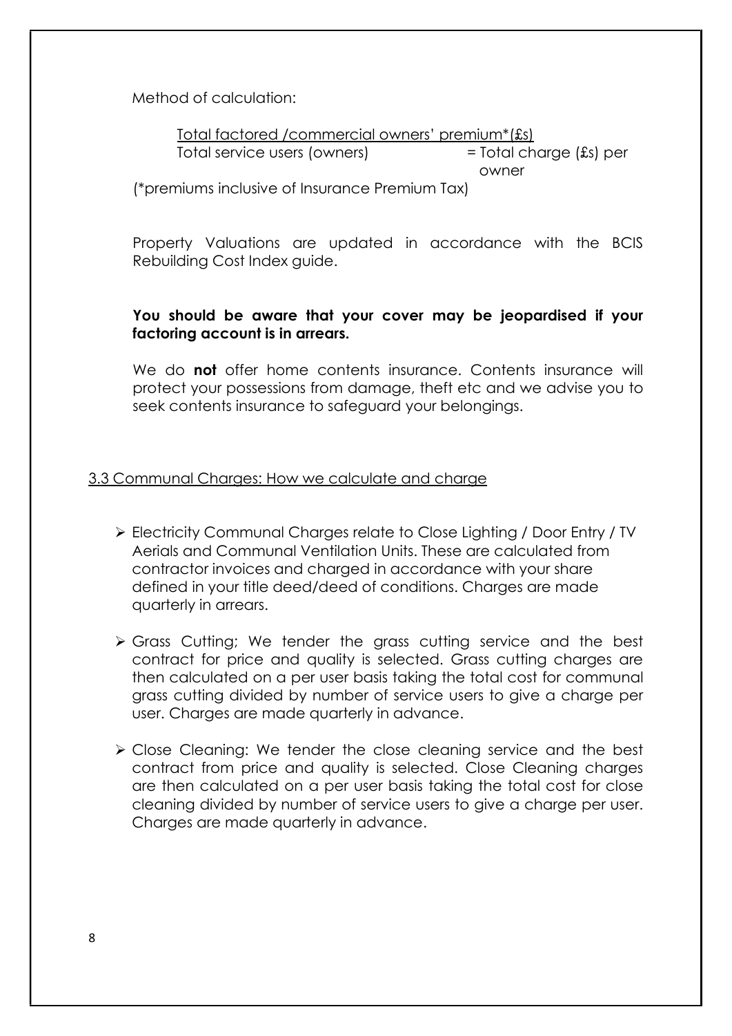Method of calculation:

$$\frac{\text{Total factored /commercial owners' premium* (£s)}}{\text{Total service users (owners)}} = \text{Total charge (£s) per owner}$$

(*premiums inclusive of Insurance Premium Tax)

Property Valuations are updated in accordance with the BCIS Rebuilding Cost Index guide.

**You should be aware that your cover may be jeopardised if your factoring account is in arrears.**

We do **not** offer home contents insurance. Contents insurance will protect your possessions from damage, theft etc and we advise you to seek contents insurance to safeguard your belongings.

## 3.3 Communal Charges: How we calculate and charge

- Electricity Communal Charges relate to Close Lighting / Door Entry / TV Aerials and Communal Ventilation Units. These are calculated from contractor invoices and charged in accordance with your share defined in your title deed/deed of conditions. Charges are made quarterly in arrears.
- Grass Cutting; We tender the grass cutting service and the best contract for price and quality is selected. Grass cutting charges are then calculated on a per user basis taking the total cost for communal grass cutting divided by number of service users to give a charge per user. Charges are made quarterly in advance.
- Close Cleaning: We tender the close cleaning service and the best contract from price and quality is selected. Close Cleaning charges are then calculated on a per user basis taking the total cost for close cleaning divided by number of service users to give a charge per user. Charges are made quarterly in advance.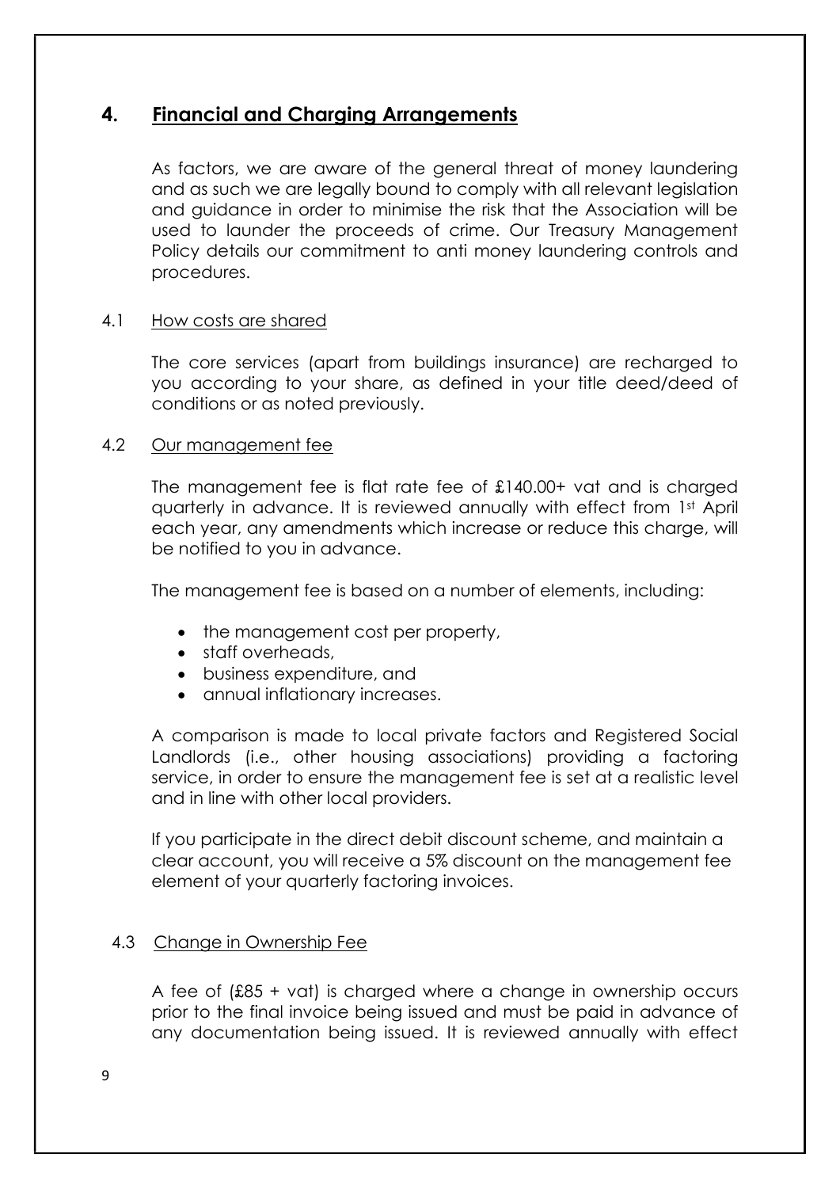## 4. Financial and Charging Arrangements

As factors, we are aware of the general threat of money laundering and as such we are legally bound to comply with all relevant legislation and guidance in order to minimise the risk that the Association will be used to launder the proceeds of crime. Our Treasury Management Policy details our commitment to anti money laundering controls and procedures.

### 4.1 How costs are shared

The core services (apart from buildings insurance) are recharged to you according to your share, as defined in your title deed/deed of conditions or as noted previously.

### 4.2 Our management fee

The management fee is flat rate fee of £140.00+ vat and is charged quarterly in advance. It is reviewed annually with effect from 1st April each year, any amendments which increase or reduce this charge, will be notified to you in advance.

The management fee is based on a number of elements, including:

- the management cost per property,
- staff overheads,
- business expenditure, and
- annual inflationary increases.

A comparison is made to local private factors and Registered Social Landlords (i.e., other housing associations) providing a factoring service, in order to ensure the management fee is set at a realistic level and in line with other local providers.

If you participate in the direct debit discount scheme, and maintain a clear account, you will receive a 5% discount on the management fee element of your quarterly factoring invoices.

### 4.3 Change in Ownership Fee

A fee of (£85 + vat) is charged where a change in ownership occurs prior to the final invoice being issued and must be paid in advance of any documentation being issued. It is reviewed annually with effect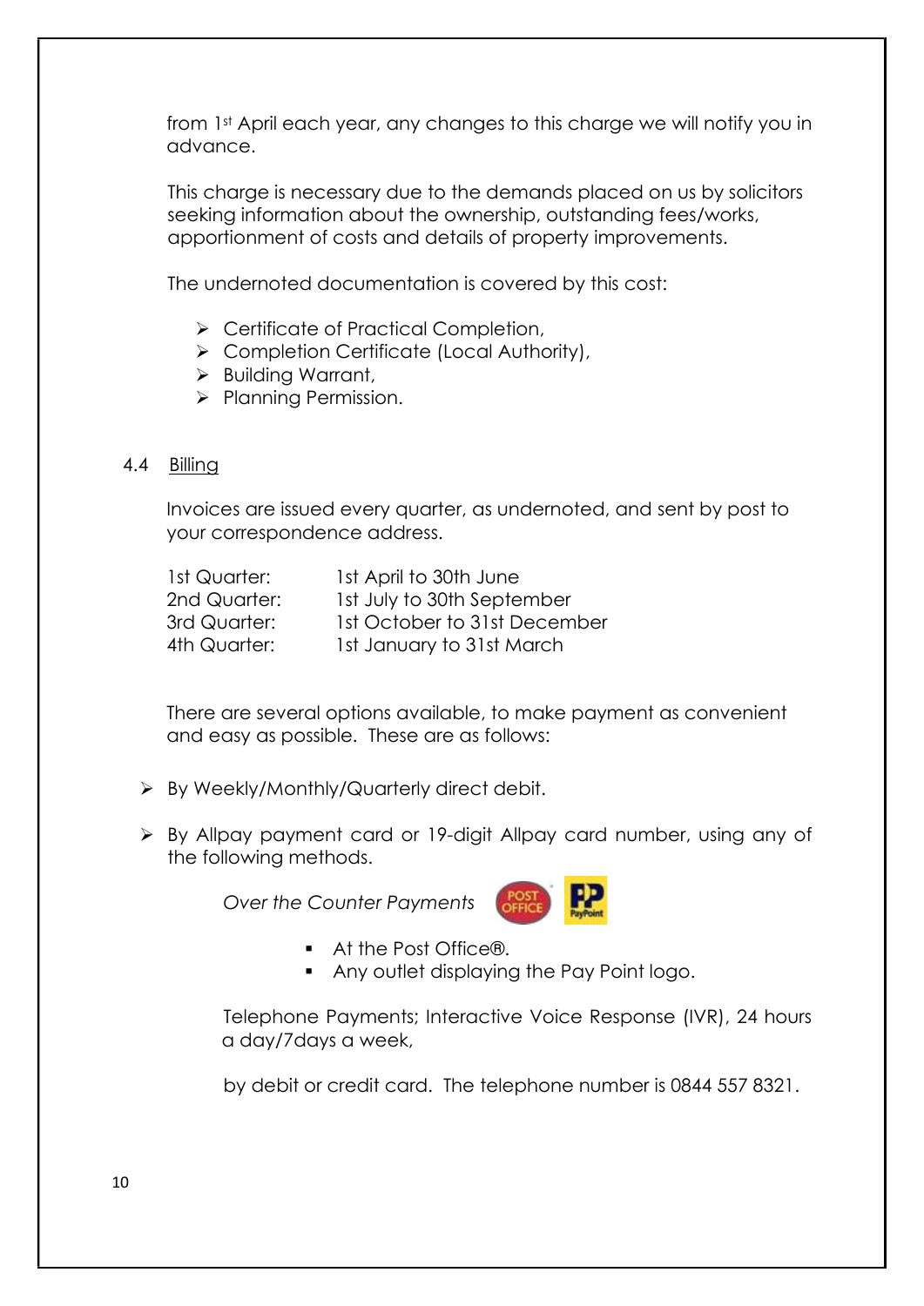from 1st April each year, any changes to this charge we will notify you in advance.

This charge is necessary due to the demands placed on us by solicitors seeking information about the ownership, outstanding fees/works, apportionment of costs and details of property improvements.

The undernoted documentation is covered by this cost:

- Certificate of Practical Completion,
- Completion Certificate (Local Authority),
- Building Warrant,
- Planning Permission.

4.4 Billing

Invoices are issued every quarter, as undernoted, and sent by post to your correspondence address.

| | |
|---|---|
| 1st Quarter: | 1st April to 30th June |
| 2nd Quarter: | 1st July to 30th September |
| 3rd Quarter: | 1st October to 31st December |
| 4th Quarter: | 1st January to 31st March |

There are several options available, to make payment as convenient and easy as possible. These are as follows:

- By Weekly/Monthly/Quarterly direct debit.
- By Allpay payment card or 19-digit Allpay card number, using any of the following methods.

*Over the Counter Payments*

- At the Post Office®.
- Any outlet displaying the Pay Point logo.

Telephone Payments; Interactive Voice Response (IVR), 24 hours a day/7days a week,

by debit or credit card. The telephone number is 0844 557 8321.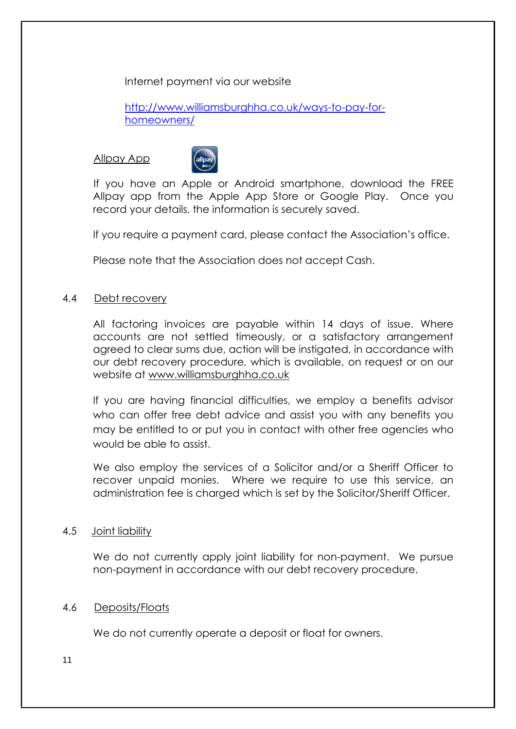Internet payment via our website

http://www.williamsburghha.co.uk/ways-to-pay-for-homeowners/

Allpay App

If you have an Apple or Android smartphone, download the FREE Allpay app from the Apple App Store or Google Play. Once you record your details, the information is securely saved.

If you require a payment card, please contact the Association's office.

Please note that the Association does not accept Cash.

### 4.4 Debt recovery

All factoring invoices are payable within 14 days of issue. Where accounts are not settled timeously, or a satisfactory arrangement agreed to clear sums due, action will be instigated, in accordance with our debt recovery procedure, which is available, on request or on our website at www.williamsburghha.co.uk

If you are having financial difficulties, we employ a benefits advisor who can offer free debt advice and assist you with any benefits you may be entitled to or put you in contact with other free agencies who would be able to assist.

We also employ the services of a Solicitor and/or a Sheriff Officer to recover unpaid monies. Where we require to use this service, an administration fee is charged which is set by the Solicitor/Sheriff Officer.

### 4.5 Joint liability

We do not currently apply joint liability for non-payment. We pursue non-payment in accordance with our debt recovery procedure.

### 4.6 Deposits/Floats

We do not currently operate a deposit or float for owners.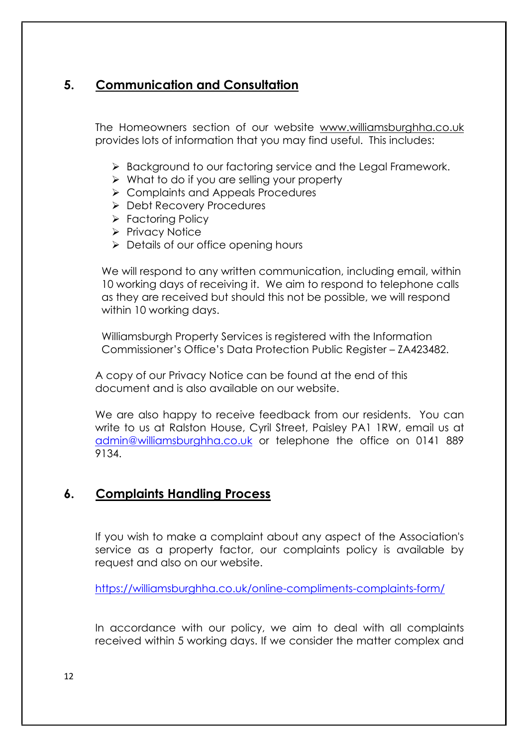## 5. Communication and Consultation

The Homeowners section of our website www.williamsburghha.co.uk provides lots of information that you may find useful. This includes:

- Background to our factoring service and the Legal Framework.
- What to do if you are selling your property
- Complaints and Appeals Procedures
- Debt Recovery Procedures
- Factoring Policy
- Privacy Notice
- Details of our office opening hours

We will respond to any written communication, including email, within 10 working days of receiving it. We aim to respond to telephone calls as they are received but should this not be possible, we will respond within 10 working days.

Williamsburgh Property Services is registered with the Information Commissioner's Office's Data Protection Public Register – ZA423482.

A copy of our Privacy Notice can be found at the end of this document and is also available on our website.

We are also happy to receive feedback from our residents. You can write to us at Ralston House, Cyril Street, Paisley PA1 1RW, email us at admin@williamsburghha.co.uk or telephone the office on 0141 889 9134.

## 6. Complaints Handling Process

If you wish to make a complaint about any aspect of the Association's service as a property factor, our complaints policy is available by request and also on our website.

https://williamsburghha.co.uk/online-compliments-complaints-form/

In accordance with our policy, we aim to deal with all complaints received within 5 working days. If we consider the matter complex and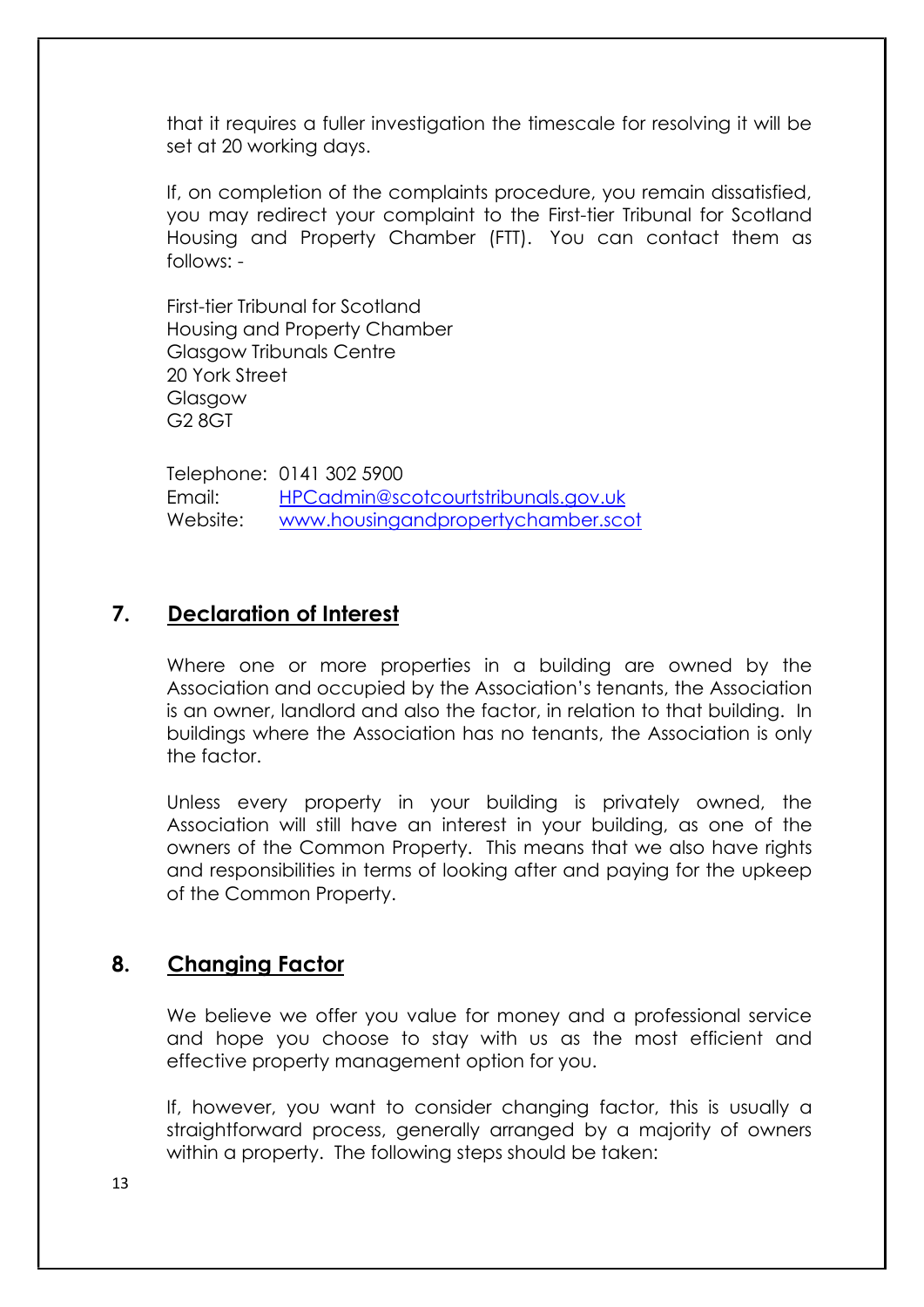that it requires a fuller investigation the timescale for resolving it will be set at 20 working days.

If, on completion of the complaints procedure, you remain dissatisfied, you may redirect your complaint to the First-tier Tribunal for Scotland Housing and Property Chamber (FTT). You can contact them as follows: -

First-tier Tribunal for Scotland
Housing and Property Chamber
Glasgow Tribunals Centre
20 York Street
Glasgow
G2 8GT

Telephone: 0141 302 5900
Email: HPCadmin@scotcourtstribunals.gov.uk
Website: www.housingandpropertychamber.scot

## 7. Declaration of Interest

Where one or more properties in a building are owned by the Association and occupied by the Association's tenants, the Association is an owner, landlord and also the factor, in relation to that building. In buildings where the Association has no tenants, the Association is only the factor.

Unless every property in your building is privately owned, the Association will still have an interest in your building, as one of the owners of the Common Property. This means that we also have rights and responsibilities in terms of looking after and paying for the upkeep of the Common Property.

## 8. Changing Factor

We believe we offer you value for money and a professional service and hope you choose to stay with us as the most efficient and effective property management option for you.

If, however, you want to consider changing factor, this is usually a straightforward process, generally arranged by a majority of owners within a property. The following steps should be taken: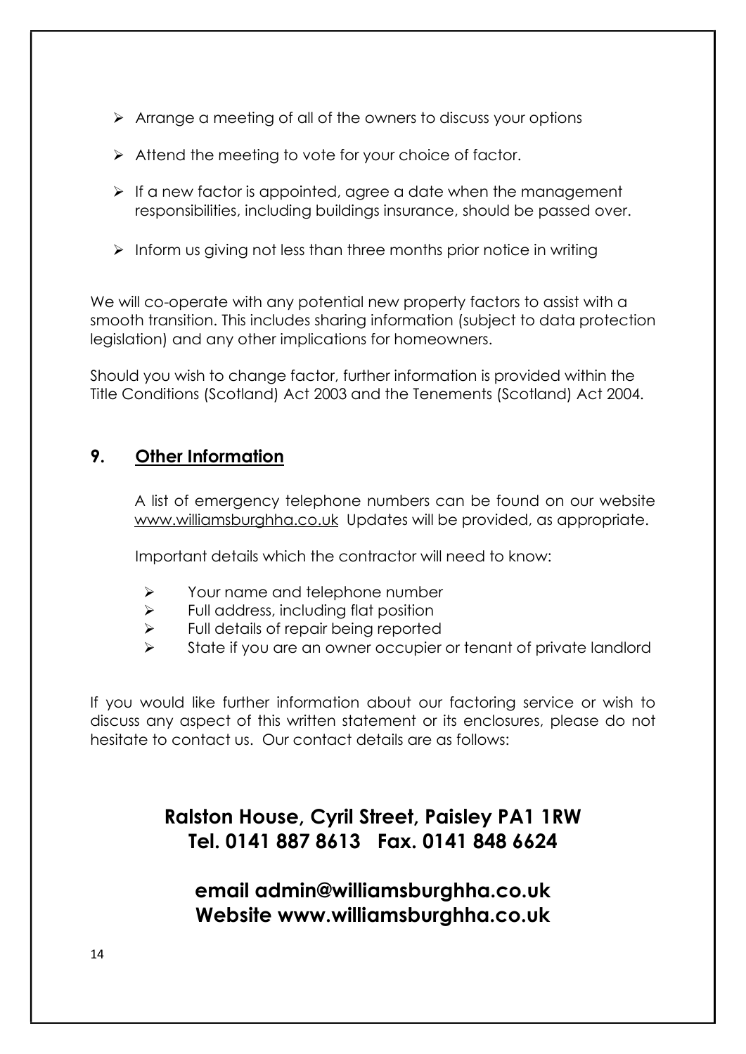- Arrange a meeting of all of the owners to discuss your options
- Attend the meeting to vote for your choice of factor.
- If a new factor is appointed, agree a date when the management responsibilities, including buildings insurance, should be passed over.
- Inform us giving not less than three months prior notice in writing

We will co-operate with any potential new property factors to assist with a smooth transition. This includes sharing information (subject to data protection legislation) and any other implications for homeowners.

Should you wish to change factor, further information is provided within the Title Conditions (Scotland) Act 2003 and the Tenements (Scotland) Act 2004.

## 9. Other Information

A list of emergency telephone numbers can be found on our website www.williamsburghha.co.uk Updates will be provided, as appropriate.

Important details which the contractor will need to know:

- Your name and telephone number
- Full address, including flat position
- Full details of repair being reported
- State if you are an owner occupier or tenant of private landlord

If you would like further information about our factoring service or wish to discuss any aspect of this written statement or its enclosures, please do not hesitate to contact us. Our contact details are as follows:

**Ralston House, Cyril Street, Paisley PA1 1RW**
**Tel. 0141 887 8613 Fax. 0141 848 6624**

**email admin@williamsburghha.co.uk**
**Website www.williamsburghha.co.uk**